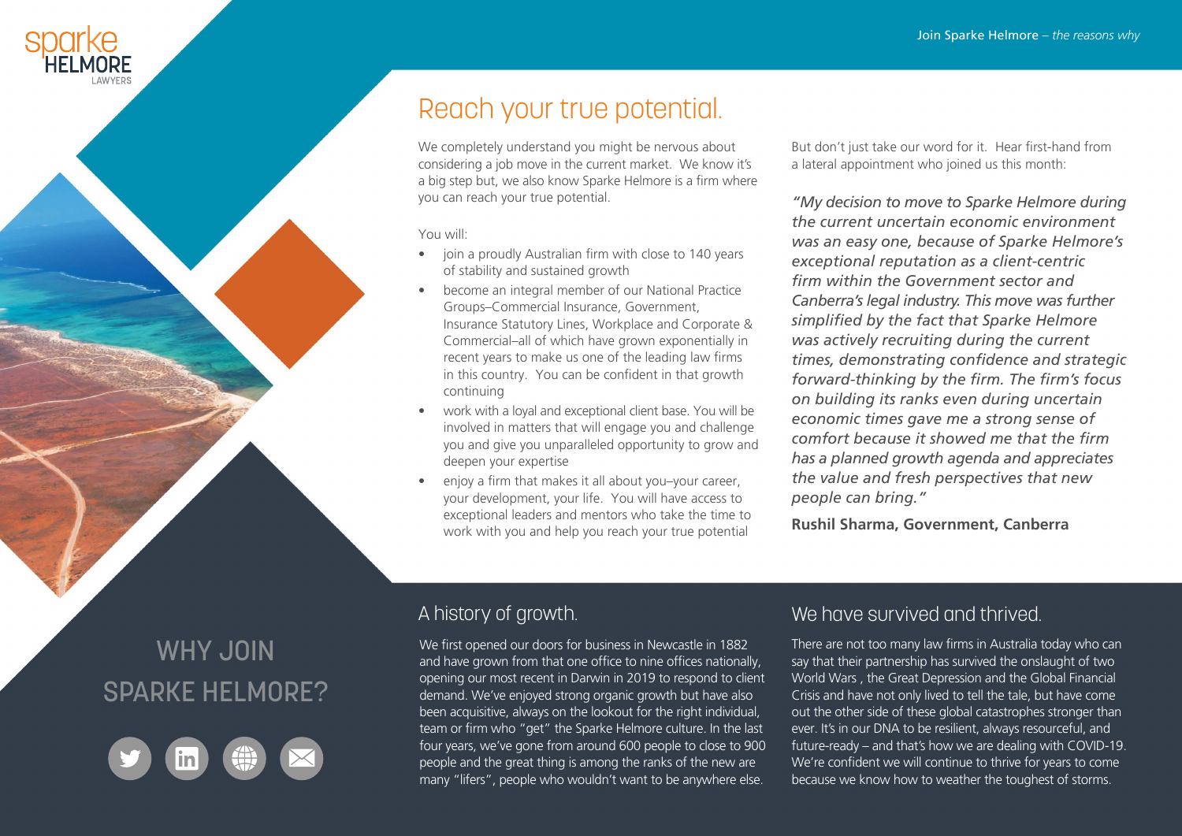sparke HELMORE LAWYERS

Join Sparke Helmore – *the reasons why*

# Reach your true potential.

We completely understand you might be nervous about considering a job move in the current market. We know it's a big step but, we also know Sparke Helmore is a firm where you can reach your true potential.

You will:

- join a proudly Australian firm with close to 140 years of stability and sustained growth
- become an integral member of our National Practice Groups–Commercial Insurance, Government, Insurance Statutory Lines, Workplace and Corporate & Commercial–all of which have grown exponentially in recent years to make us one of the leading law firms in this country. You can be confident in that growth continuing
- work with a loyal and exceptional client base. You will be involved in matters that will engage you and challenge you and give you unparalleled opportunity to grow and deepen your expertise
- enjoy a firm that makes it all about you–your career, your development, your life. You will have access to exceptional leaders and mentors who take the time to work with you and help you reach your true potential

But don't just take our word for it. Hear first-hand from a lateral appointment who joined us this month:

*"My decision to move to Sparke Helmore during the current uncertain economic environment was an easy one, because of Sparke Helmore's exceptional reputation as a client-centric firm within the Government sector and Canberra's legal industry. This move was further simplified by the fact that Sparke Helmore was actively recruiting during the current times, demonstrating confidence and strategic forward-thinking by the firm. The firm's focus on building its ranks even during uncertain economic times gave me a strong sense of comfort because it showed me that the firm has a planned growth agenda and appreciates the value and fresh perspectives that new people can bring."*

**Rushil Sharma, Government, Canberra**

## WHY JOIN SPARKE HELMORE?

## A history of growth.

We first opened our doors for business in Newcastle in 1882 and have grown from that one office to nine offices nationally, opening our most recent in Darwin in 2019 to respond to client demand. We've enjoyed strong organic growth but have also been acquisitive, always on the lookout for the right individual, team or firm who "get" the Sparke Helmore culture. In the last four years, we've gone from around 600 people to close to 900 people and the great thing is among the ranks of the new are many "lifers", people who wouldn't want to be anywhere else.

## We have survived and thrived.

There are not too many law firms in Australia today who can say that their partnership has survived the onslaught of two World Wars , the Great Depression and the Global Financial Crisis and have not only lived to tell the tale, but have come out the other side of these global catastrophes stronger than ever. It's in our DNA to be resilient, always resourceful, and future-ready – and that's how we are dealing with COVID-19. We're confident we will continue to thrive for years to come because we know how to weather the toughest of storms.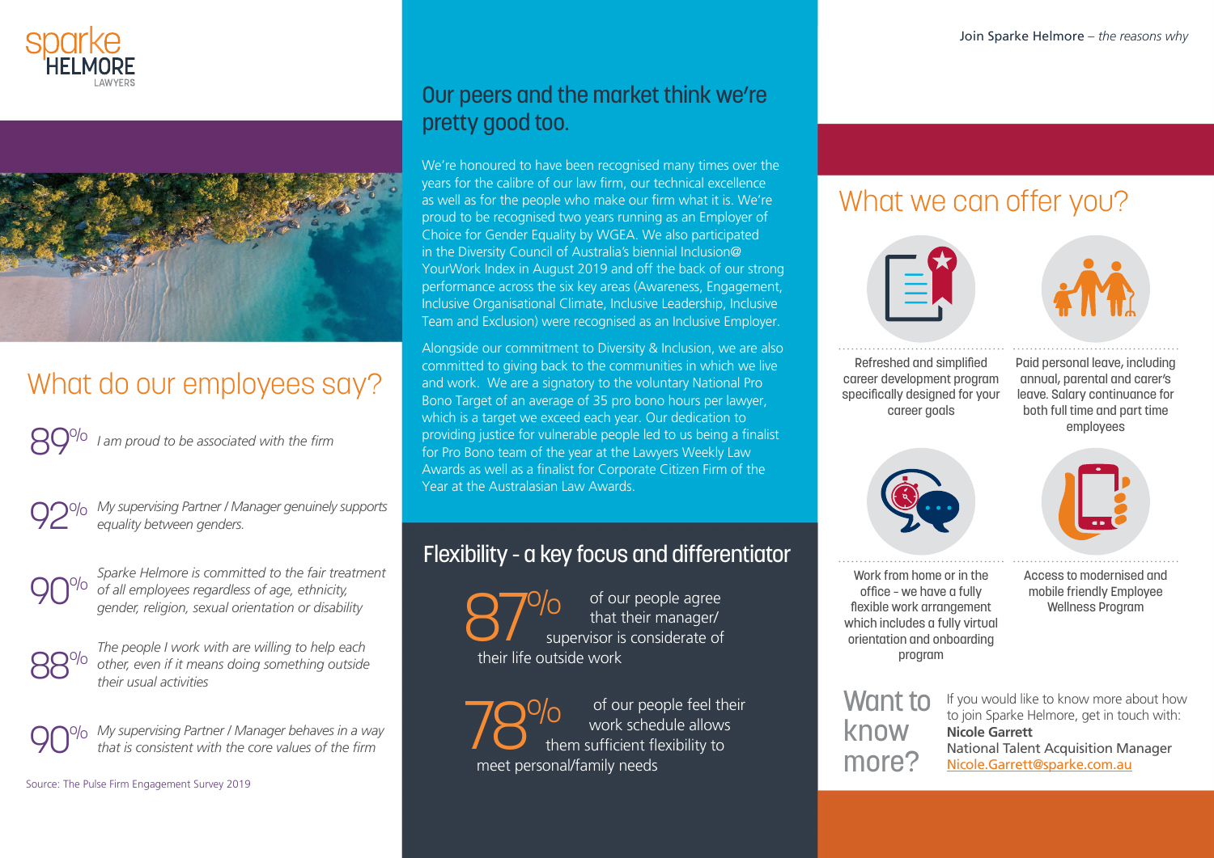sparke HELMORE LAWYERS

## What do our employees say?

**89%** *I am proud to be associated with the firm*

**92%** *My supervising Partner / Manager genuinely supports equality between genders.*

**90%** *Sparke Helmore is committed to the fair treatment of all employees regardless of age, ethnicity, gender, religion, sexual orientation or disability*

**88%** *The people I work with are willing to help each other, even if it means doing something outside their usual activities*

**90%** *My supervising Partner / Manager behaves in a way that is consistent with the core values of the firm*

Source: The Pulse Firm Engagement Survey 2019

## Our peers and the market think we're pretty good too.

We're honoured to have been recognised many times over the years for the calibre of our law firm, our technical excellence as well as for the people who make our firm what it is. We're proud to be recognised two years running as an Employer of Choice for Gender Equality by WGEA. We also participated in the Diversity Council of Australia's biennial Inclusion@ YourWork Index in August 2019 and off the back of our strong performance across the six key areas (Awareness, Engagement, Inclusive Organisational Climate, Inclusive Leadership, Inclusive Team and Exclusion) were recognised as an Inclusive Employer.

Alongside our commitment to Diversity & Inclusion, we are also committed to giving back to the communities in which we live and work. We are a signatory to the voluntary National Pro Bono Target of an average of 35 pro bono hours per lawyer, which is a target we exceed each year. Our dedication to providing justice for vulnerable people led to us being a finalist for Pro Bono team of the year at the Lawyers Weekly Law Awards as well as a finalist for Corporate Citizen Firm of the Year at the Australasian Law Awards.

## Flexibility - a key focus and differentiator

**87%** of our people agree that their manager/ supervisor is considerate of their life outside work

**78%** of our people feel their work schedule allows them sufficient flexibility to meet personal/family needs

## What we can offer you?

- Refreshed and simplified career development program specifically designed for your career goals
- Paid personal leave, including annual, parental and carer's leave. Salary continuance for both full time and part time employees
- Work from home or in the office - we have a fully flexible work arrangement which includes a fully virtual orientation and onboarding program
- Access to modernised and mobile friendly Employee Wellness Program

## Want to know more?

If you would like to know more about how to join Sparke Helmore, get in touch with:
**Nicole Garrett**
National Talent Acquisition Manager
Nicole.Garrett@sparke.com.au